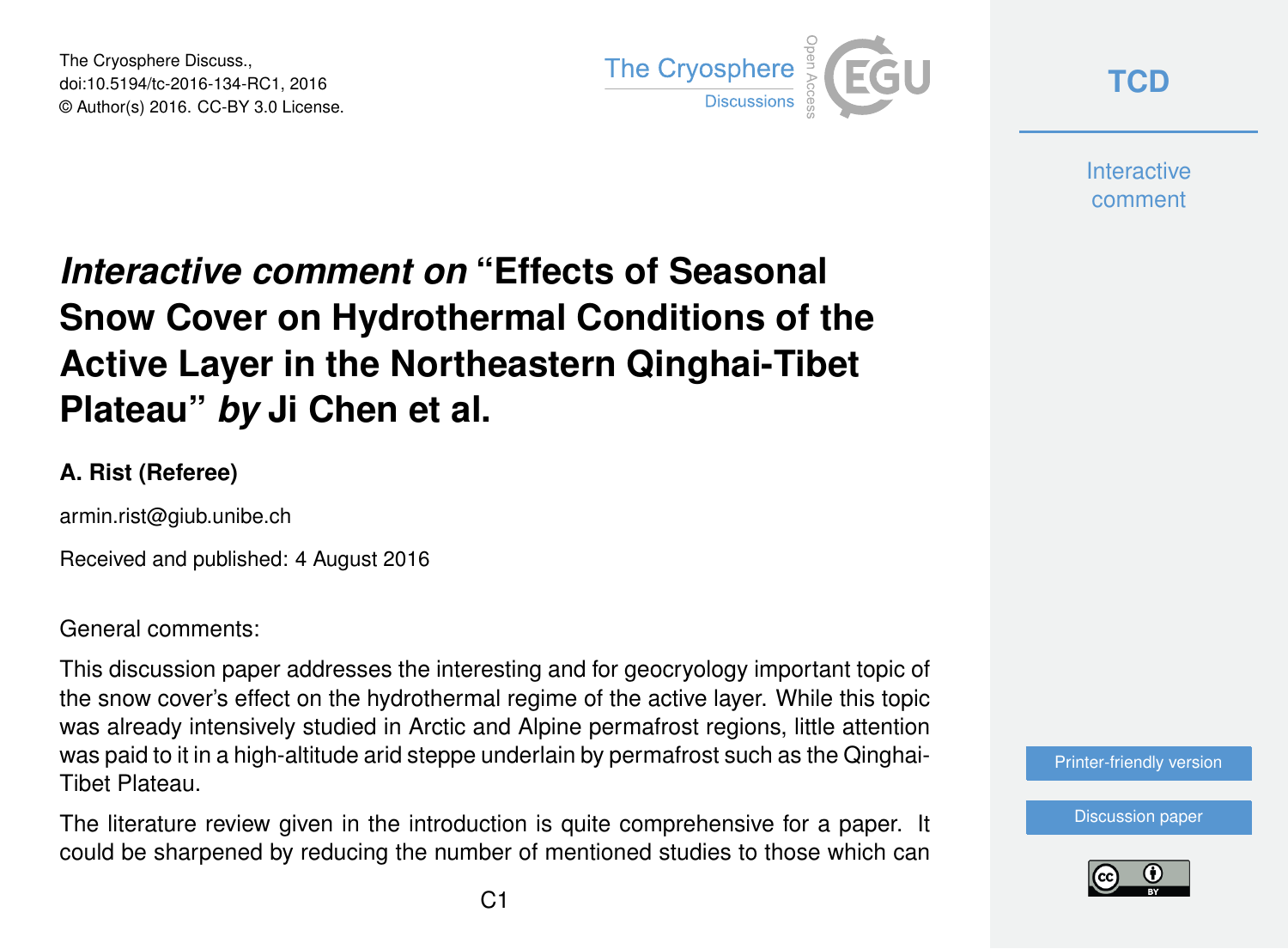# *Interactive comment on* "Effects of Seasonal Snow Cover on Hydrothermal Conditions of the Active Layer in the Northeastern Qinghai-Tibet Plateau" *by* Ji Chen et al.

**A. Rist (Referee)**

armin.rist@giub.unibe.ch

Received and published: 4 August 2016

General comments:

This discussion paper addresses the interesting and for geocryology important topic of the snow cover's effect on the hydrothermal regime of the active layer. While this topic was already intensively studied in Arctic and Alpine permafrost regions, little attention was paid to it in a high-altitude arid steppe underlain by permafrost such as the Qinghai-Tibet Plateau.

The literature review given in the introduction is quite comprehensive for a paper. It could be sharpened by reducing the number of mentioned studies to those which can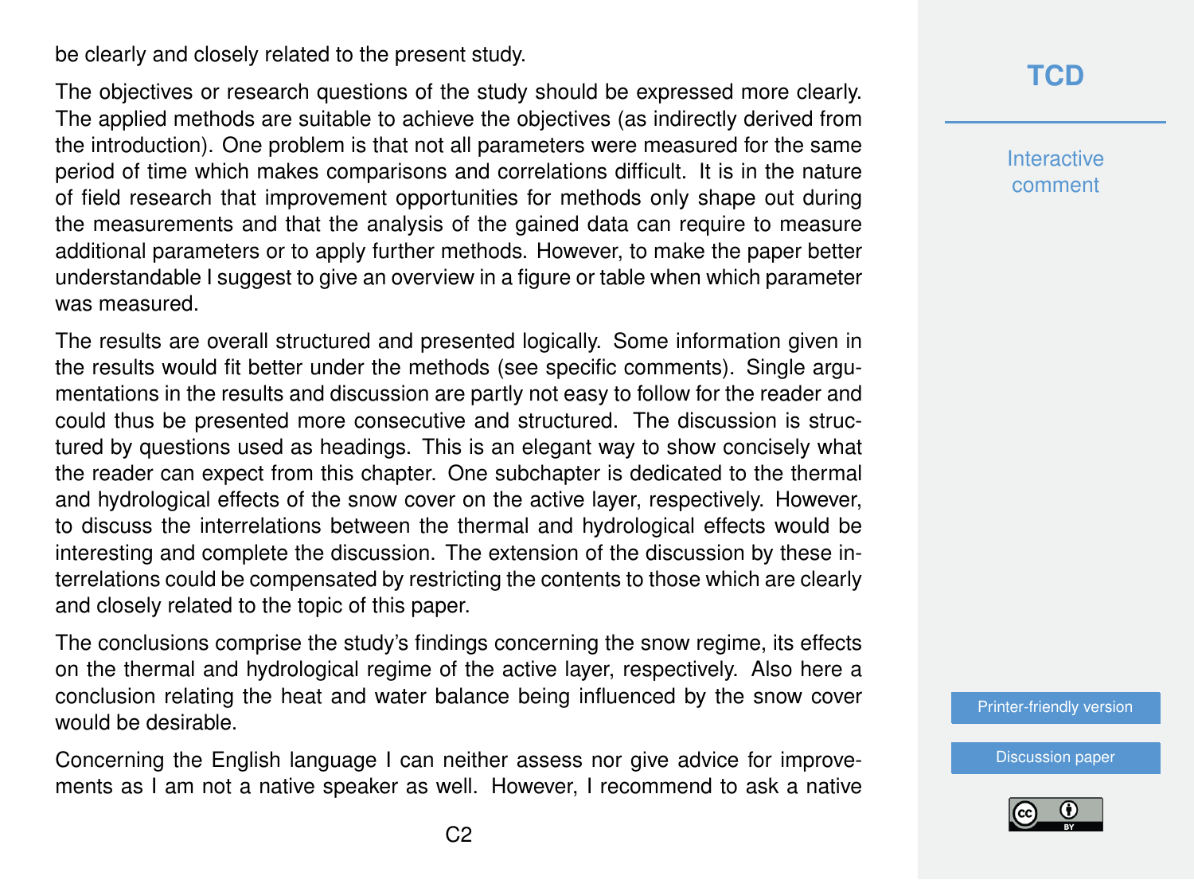be clearly and closely related to the present study.

The objectives or research questions of the study should be expressed more clearly. The applied methods are suitable to achieve the objectives (as indirectly derived from the introduction). One problem is that not all parameters were measured for the same period of time which makes comparisons and correlations difficult. It is in the nature of field research that improvement opportunities for methods only shape out during the measurements and that the analysis of the gained data can require to measure additional parameters or to apply further methods. However, to make the paper better understandable I suggest to give an overview in a figure or table when which parameter was measured.

The results are overall structured and presented logically. Some information given in the results would fit better under the methods (see specific comments). Single argumentations in the results and discussion are partly not easy to follow for the reader and could thus be presented more consecutive and structured. The discussion is structured by questions used as headings. This is an elegant way to show concisely what the reader can expect from this chapter. One subchapter is dedicated to the thermal and hydrological effects of the snow cover on the active layer, respectively. However, to discuss the interrelations between the thermal and hydrological effects would be interesting and complete the discussion. The extension of the discussion by these interrelations could be compensated by restricting the contents to those which are clearly and closely related to the topic of this paper.

The conclusions comprise the study's findings concerning the snow regime, its effects on the thermal and hydrological regime of the active layer, respectively. Also here a conclusion relating the heat and water balance being influenced by the snow cover would be desirable.

Concerning the English language I can neither assess nor give advice for improvements as I am not a native speaker as well. However, I recommend to ask a native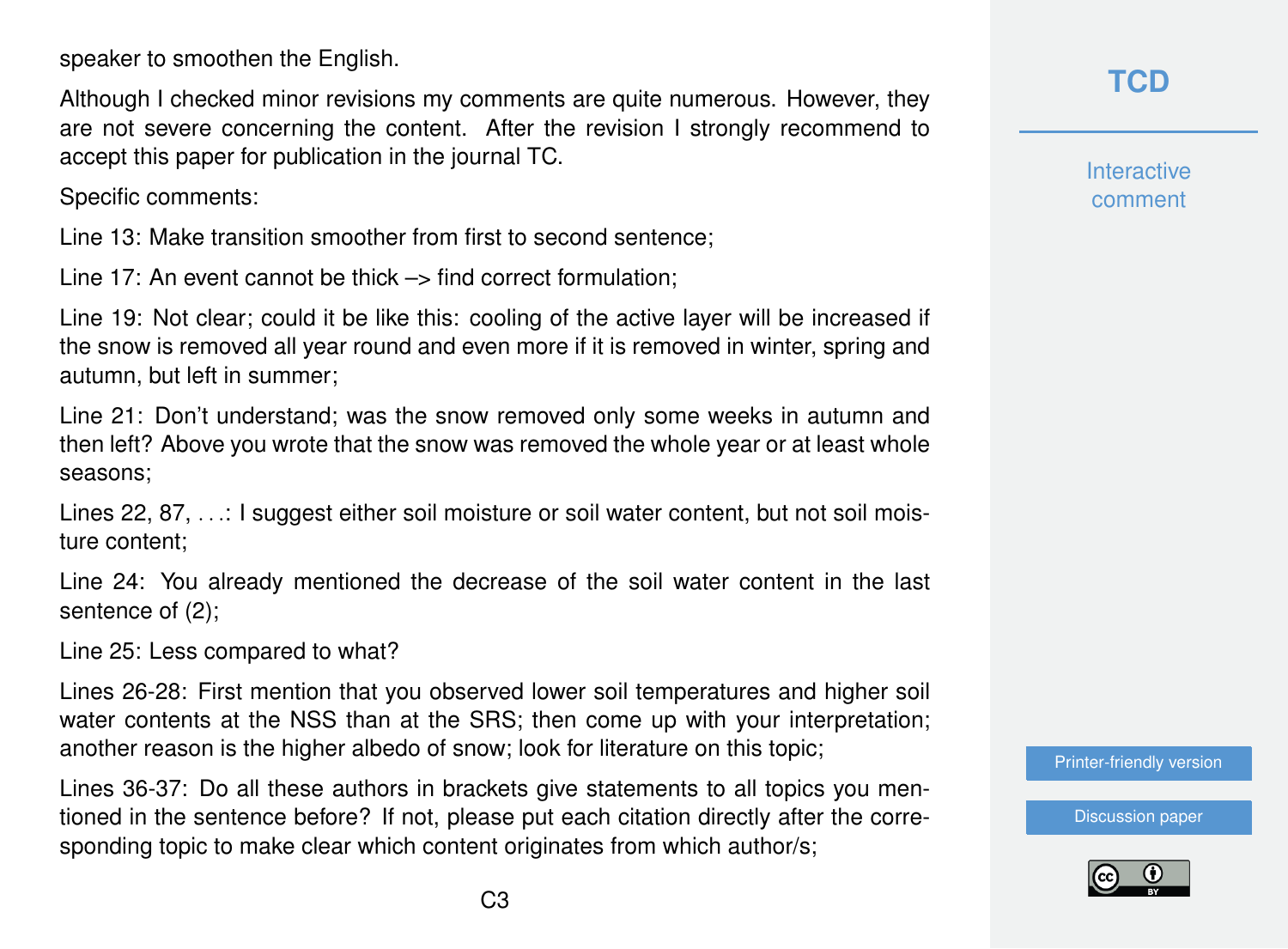speaker to smoothen the English.

Although I checked minor revisions my comments are quite numerous. However, they are not severe concerning the content. After the revision I strongly recommend to accept this paper for publication in the journal TC.

Specific comments:

Line 13: Make transition smoother from first to second sentence;

Line 17: An event cannot be thick –> find correct formulation;

Line 19: Not clear; could it be like this: cooling of the active layer will be increased if the snow is removed all year round and even more if it is removed in winter, spring and autumn, but left in summer;

Line 21: Don't understand; was the snow removed only some weeks in autumn and then left? Above you wrote that the snow was removed the whole year or at least whole seasons;

Lines 22, 87, ...: I suggest either soil moisture or soil water content, but not soil moisture content;

Line 24: You already mentioned the decrease of the soil water content in the last sentence of (2);

Line 25: Less compared to what?

Lines 26-28: First mention that you observed lower soil temperatures and higher soil water contents at the NSS than at the SRS; then come up with your interpretation; another reason is the higher albedo of snow; look for literature on this topic;

Lines 36-37: Do all these authors in brackets give statements to all topics you mentioned in the sentence before? If not, please put each citation directly after the corresponding topic to make clear which content originates from which author/s;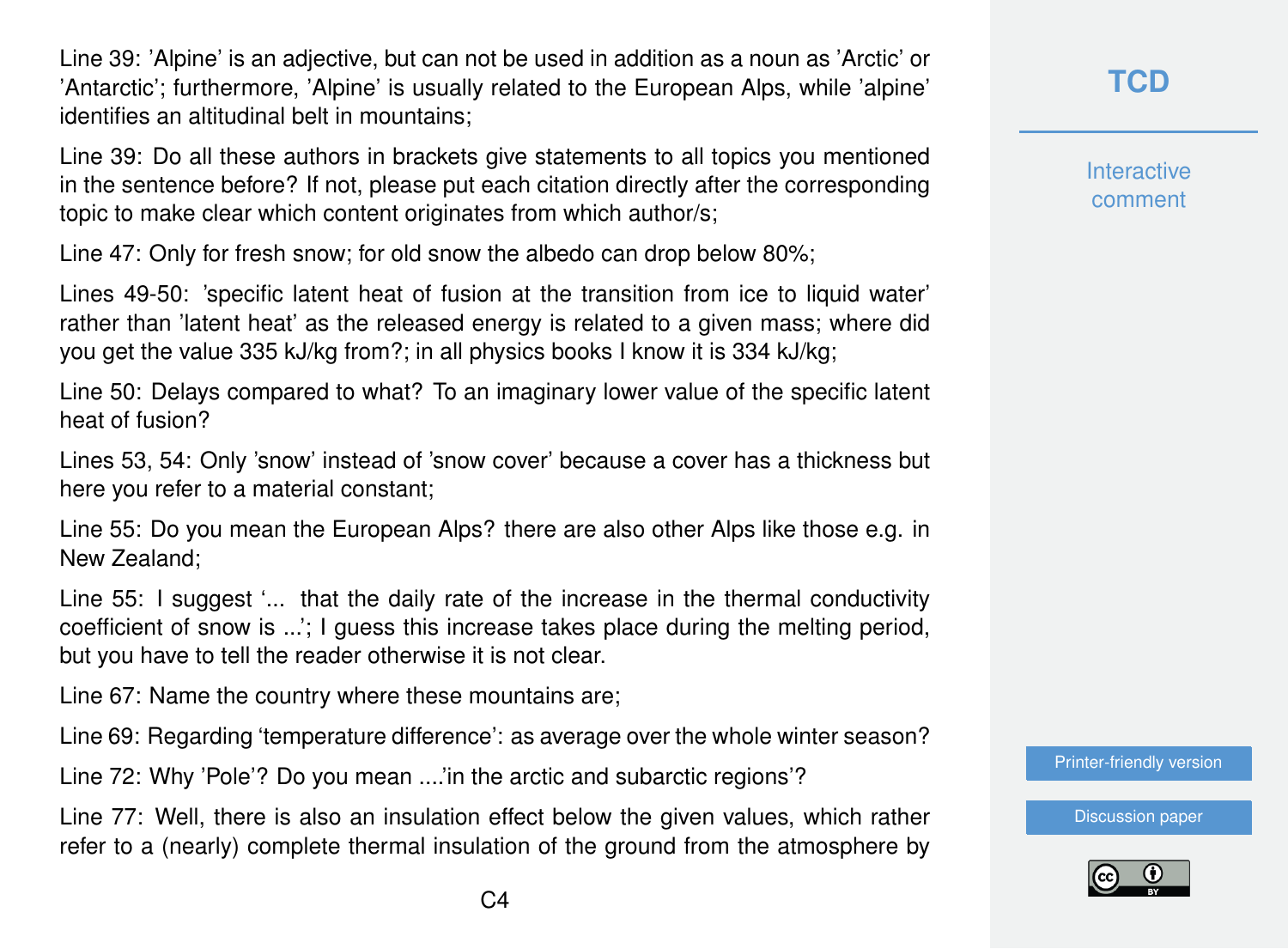Line 39: 'Alpine' is an adjective, but can not be used in addition as a noun as 'Arctic' or 'Antarctic'; furthermore, 'Alpine' is usually related to the European Alps, while 'alpine' identifies an altitudinal belt in mountains;

Line 39: Do all these authors in brackets give statements to all topics you mentioned in the sentence before? If not, please put each citation directly after the corresponding topic to make clear which content originates from which author/s;

Line 47: Only for fresh snow; for old snow the albedo can drop below 80%;

Lines 49-50: 'specific latent heat of fusion at the transition from ice to liquid water' rather than 'latent heat' as the released energy is related to a given mass; where did you get the value 335 kJ/kg from?; in all physics books I know it is 334 kJ/kg;

Line 50: Delays compared to what? To an imaginary lower value of the specific latent heat of fusion?

Lines 53, 54: Only 'snow' instead of 'snow cover' because a cover has a thickness but here you refer to a material constant;

Line 55: Do you mean the European Alps? there are also other Alps like those e.g. in New Zealand;

Line 55: I suggest '... that the daily rate of the increase in the thermal conductivity coefficient of snow is ...'; I guess this increase takes place during the melting period, but you have to tell the reader otherwise it is not clear.

Line 67: Name the country where these mountains are;

Line 69: Regarding 'temperature difference': as average over the whole winter season?

Line 72: Why 'Pole'? Do you mean ....'in the arctic and subarctic regions'?

Line 77: Well, there is also an insulation effect below the given values, which rather refer to a (nearly) complete thermal insulation of the ground from the atmosphere by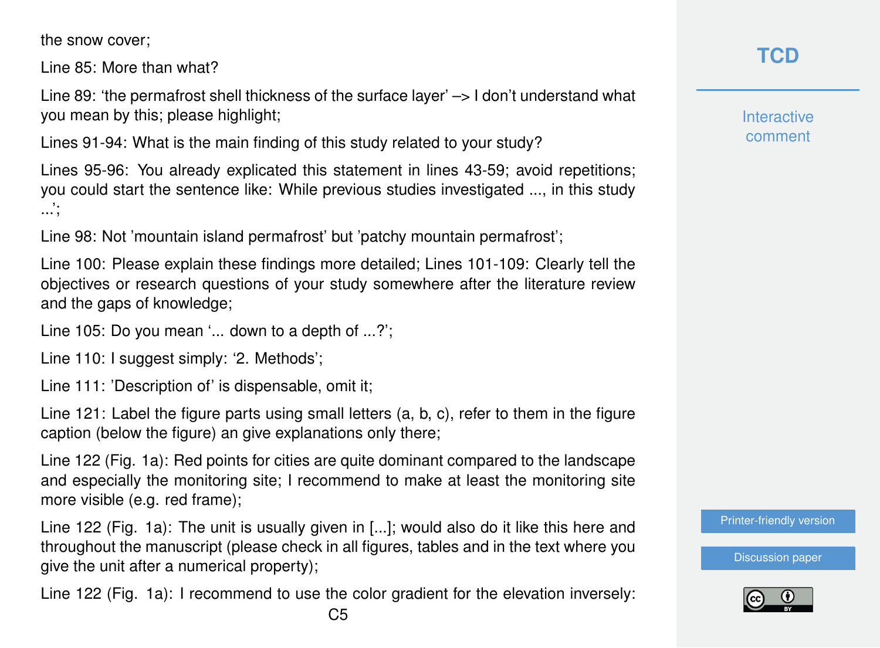the snow cover;

Line 85: More than what?

Line 89: 'the permafrost shell thickness of the surface layer' –> I don't understand what you mean by this; please highlight;

Lines 91-94: What is the main finding of this study related to your study?

Lines 95-96: You already explicated this statement in lines 43-59; avoid repetitions; you could start the sentence like: While previous studies investigated ..., in this study ...';

Line 98: Not 'mountain island permafrost' but 'patchy mountain permafrost';

Line 100: Please explain these findings more detailed; Lines 101-109: Clearly tell the objectives or research questions of your study somewhere after the literature review and the gaps of knowledge;

Line 105: Do you mean '... down to a depth of ...?';

Line 110: I suggest simply: '2. Methods';

Line 111: 'Description of' is dispensable, omit it;

Line 121: Label the figure parts using small letters (a, b, c), refer to them in the figure caption (below the figure) an give explanations only there;

Line 122 (Fig. 1a): Red points for cities are quite dominant compared to the landscape and especially the monitoring site; I recommend to make at least the monitoring site more visible (e.g. red frame);

Line 122 (Fig. 1a): The unit is usually given in [...]; would also do it like this here and throughout the manuscript (please check in all figures, tables and in the text where you give the unit after a numerical property);

Line 122 (Fig. 1a): I recommend to use the color gradient for the elevation inversely: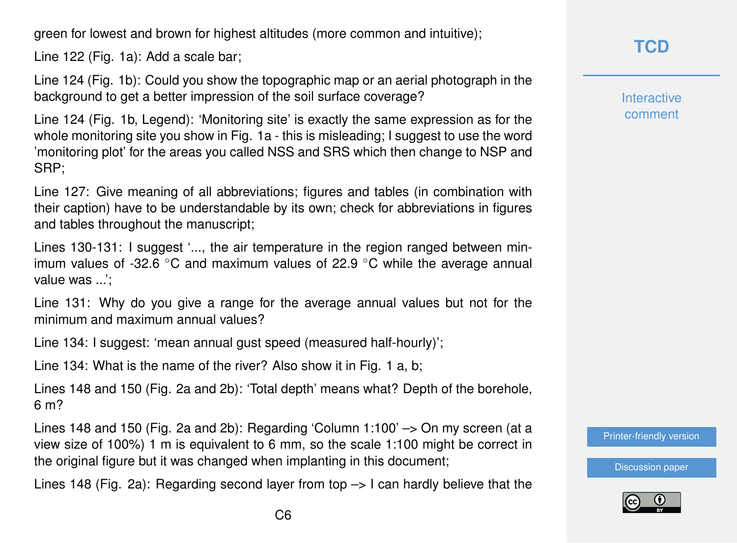green for lowest and brown for highest altitudes (more common and intuitive);

Line 122 (Fig. 1a): Add a scale bar;

Line 124 (Fig. 1b): Could you show the topographic map or an aerial photograph in the background to get a better impression of the soil surface coverage?

Line 124 (Fig. 1b, Legend): 'Monitoring site' is exactly the same expression as for the whole monitoring site you show in Fig. 1a - this is misleading; I suggest to use the word 'monitoring plot' for the areas you called NSS and SRS which then change to NSP and SRP;

Line 127: Give meaning of all abbreviations; figures and tables (in combination with their caption) have to be understandable by its own; check for abbreviations in figures and tables throughout the manuscript;

Lines 130-131: I suggest '..., the air temperature in the region ranged between minimum values of -32.6 °C and maximum values of 22.9 °C while the average annual value was ...';

Line 131: Why do you give a range for the average annual values but not for the minimum and maximum annual values?

Line 134: I suggest: 'mean annual gust speed (measured half-hourly)';

Line 134: What is the name of the river? Also show it in Fig. 1 a, b;

Lines 148 and 150 (Fig. 2a and 2b): 'Total depth' means what? Depth of the borehole, 6 m?

Lines 148 and 150 (Fig. 2a and 2b): Regarding 'Column 1:100' –> On my screen (at a view size of 100%) 1 m is equivalent to 6 mm, so the scale 1:100 might be correct in the original figure but it was changed when implanting in this document;

Lines 148 (Fig. 2a): Regarding second layer from top –> I can hardly believe that the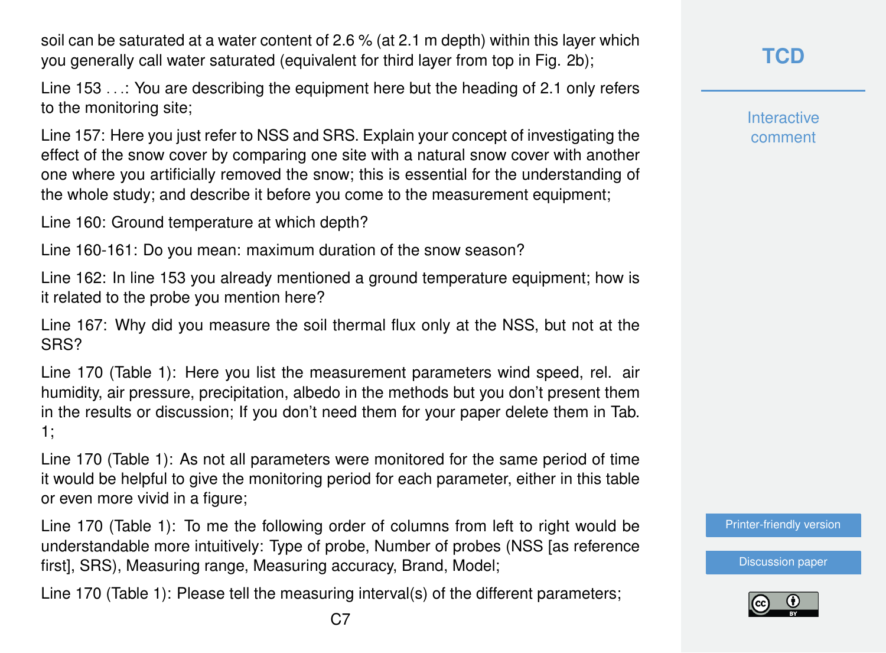soil can be saturated at a water content of 2.6 % (at 2.1 m depth) within this layer which you generally call water saturated (equivalent for third layer from top in Fig. 2b);

Line 153 . . .: You are describing the equipment here but the heading of 2.1 only refers to the monitoring site;

Line 157: Here you just refer to NSS and SRS. Explain your concept of investigating the effect of the snow cover by comparing one site with a natural snow cover with another one where you artificially removed the snow; this is essential for the understanding of the whole study; and describe it before you come to the measurement equipment;

Line 160: Ground temperature at which depth?

Line 160-161: Do you mean: maximum duration of the snow season?

Line 162: In line 153 you already mentioned a ground temperature equipment; how is it related to the probe you mention here?

Line 167: Why did you measure the soil thermal flux only at the NSS, but not at the SRS?

Line 170 (Table 1): Here you list the measurement parameters wind speed, rel. air humidity, air pressure, precipitation, albedo in the methods but you don't present them in the results or discussion; If you don't need them for your paper delete them in Tab. 1;

Line 170 (Table 1): As not all parameters were monitored for the same period of time it would be helpful to give the monitoring period for each parameter, either in this table or even more vivid in a figure;

Line 170 (Table 1): To me the following order of columns from left to right would be understandable more intuitively: Type of probe, Number of probes (NSS [as reference first], SRS), Measuring range, Measuring accuracy, Brand, Model;

Line 170 (Table 1): Please tell the measuring interval(s) of the different parameters;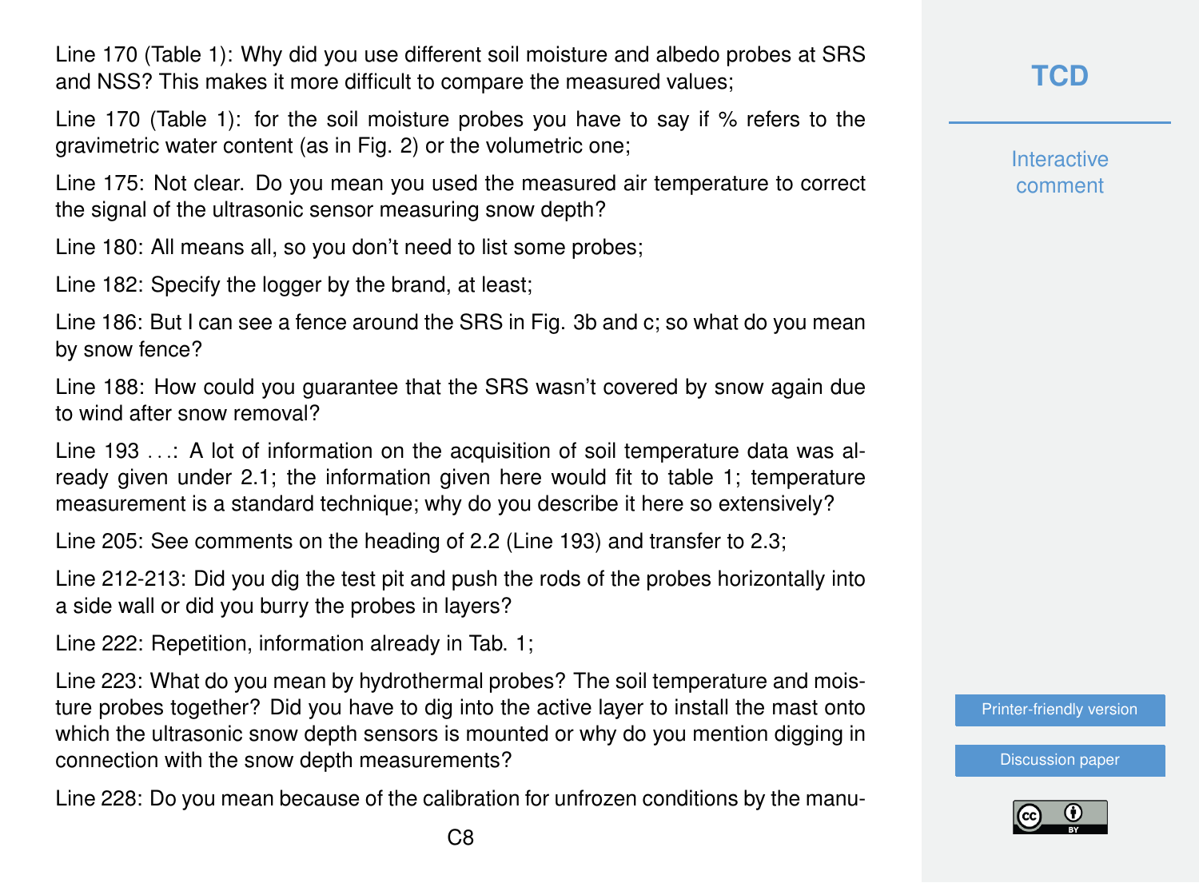Line 170 (Table 1): Why did you use different soil moisture and albedo probes at SRS and NSS? This makes it more difficult to compare the measured values;

Line 170 (Table 1): for the soil moisture probes you have to say if % refers to the gravimetric water content (as in Fig. 2) or the volumetric one;

Line 175: Not clear. Do you mean you used the measured air temperature to correct the signal of the ultrasonic sensor measuring snow depth?

Line 180: All means all, so you don't need to list some probes;

Line 182: Specify the logger by the brand, at least;

Line 186: But I can see a fence around the SRS in Fig. 3b and c; so what do you mean by snow fence?

Line 188: How could you guarantee that the SRS wasn't covered by snow again due to wind after snow removal?

Line 193 . . .: A lot of information on the acquisition of soil temperature data was already given under 2.1; the information given here would fit to table 1; temperature measurement is a standard technique; why do you describe it here so extensively?

Line 205: See comments on the heading of 2.2 (Line 193) and transfer to 2.3;

Line 212-213: Did you dig the test pit and push the rods of the probes horizontally into a side wall or did you burry the probes in layers?

Line 222: Repetition, information already in Tab. 1;

Line 223: What do you mean by hydrothermal probes? The soil temperature and moisture probes together? Did you have to dig into the active layer to install the mast onto which the ultrasonic snow depth sensors is mounted or why do you mention digging in connection with the snow depth measurements?

Line 228: Do you mean because of the calibration for unfrozen conditions by the manu-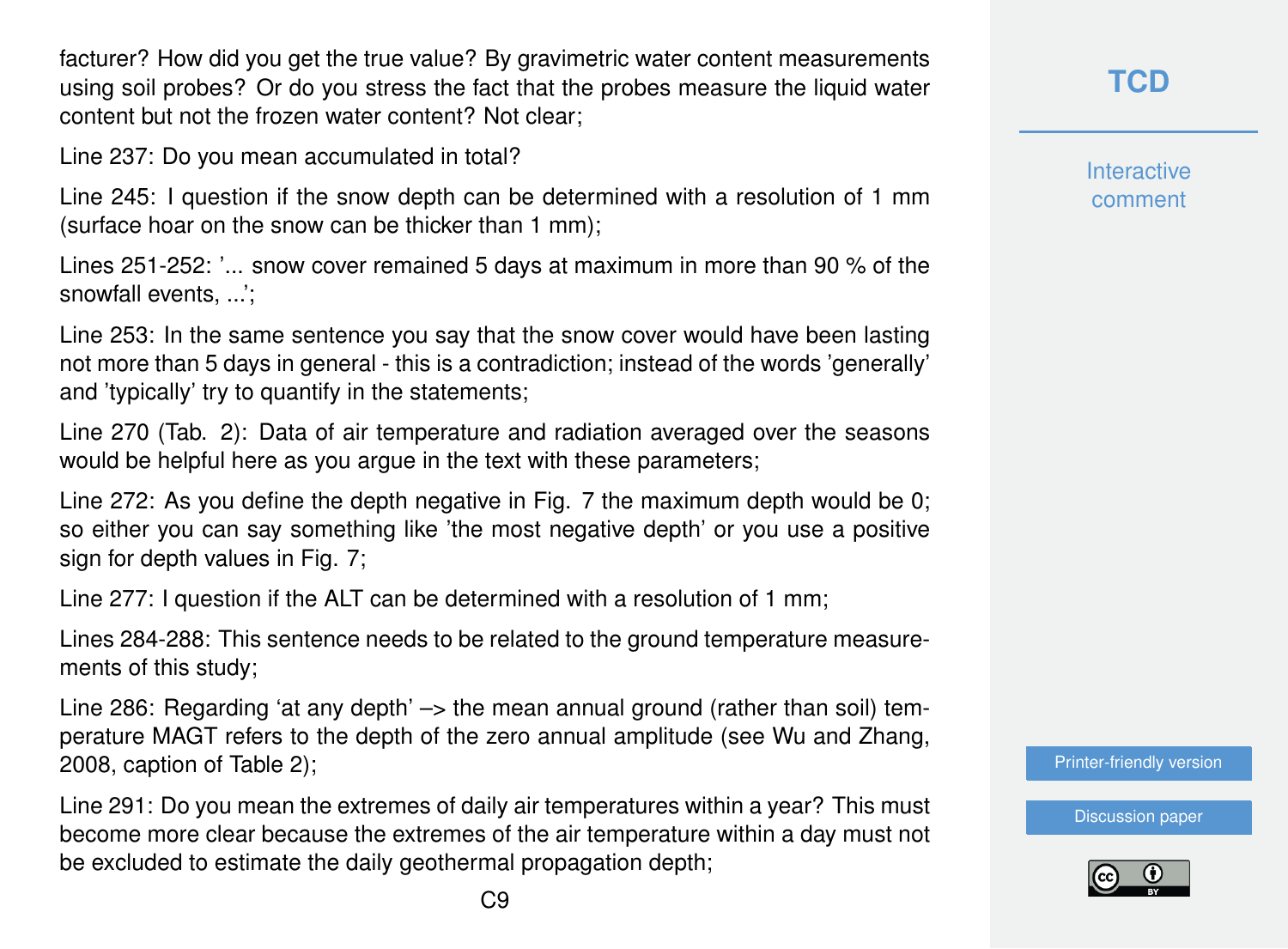facturer? How did you get the true value? By gravimetric water content measurements using soil probes? Or do you stress the fact that the probes measure the liquid water content but not the frozen water content? Not clear;

Line 237: Do you mean accumulated in total?

Line 245: I question if the snow depth can be determined with a resolution of 1 mm (surface hoar on the snow can be thicker than 1 mm);

Lines 251-252: '... snow cover remained 5 days at maximum in more than 90 % of the snowfall events, ...';

Line 253: In the same sentence you say that the snow cover would have been lasting not more than 5 days in general - this is a contradiction; instead of the words 'generally' and 'typically' try to quantify in the statements;

Line 270 (Tab. 2): Data of air temperature and radiation averaged over the seasons would be helpful here as you argue in the text with these parameters;

Line 272: As you define the depth negative in Fig. 7 the maximum depth would be 0; so either you can say something like 'the most negative depth' or you use a positive sign for depth values in Fig. 7;

Line 277: I question if the ALT can be determined with a resolution of 1 mm;

Lines 284-288: This sentence needs to be related to the ground temperature measurements of this study;

Line 286: Regarding 'at any depth' –> the mean annual ground (rather than soil) temperature MAGT refers to the depth of the zero annual amplitude (see Wu and Zhang, 2008, caption of Table 2);

Line 291: Do you mean the extremes of daily air temperatures within a year? This must become more clear because the extremes of the air temperature within a day must not be excluded to estimate the daily geothermal propagation depth;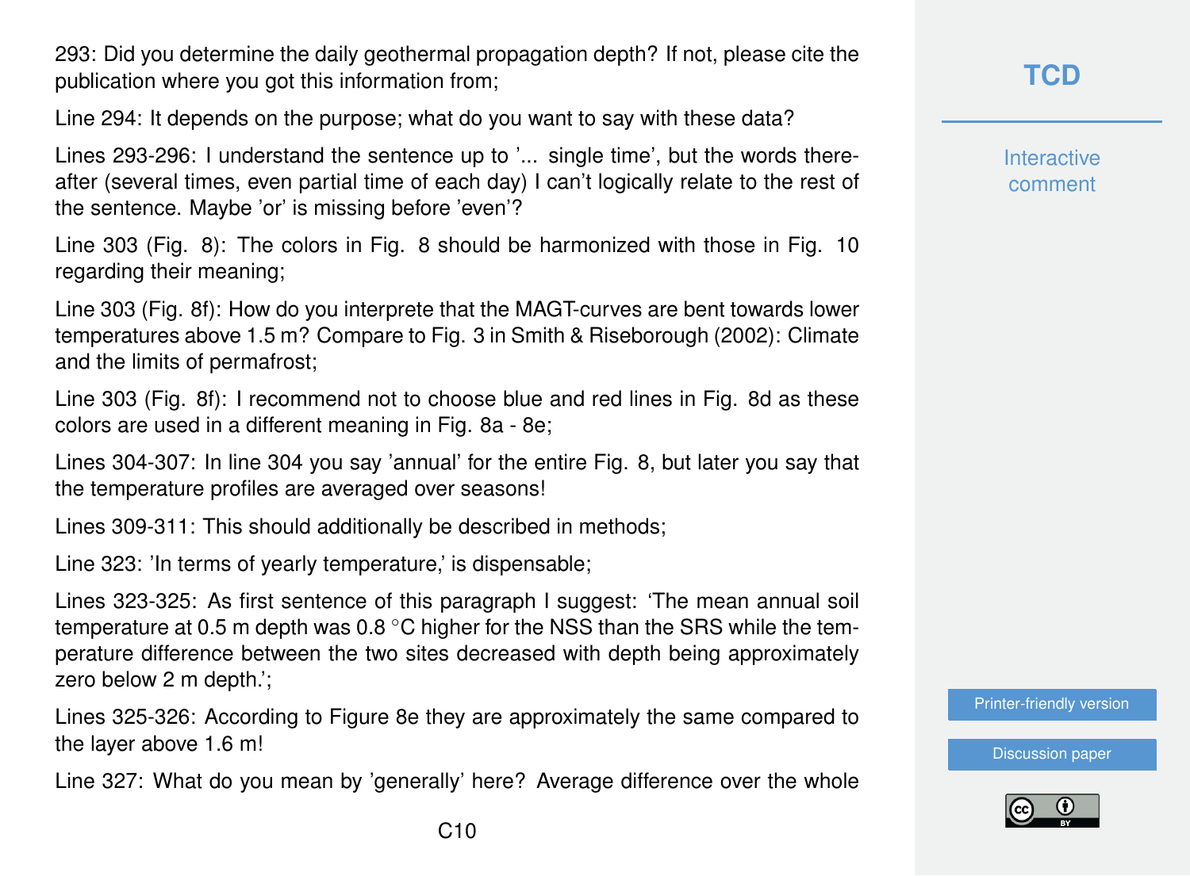293: Did you determine the daily geothermal propagation depth? If not, please cite the publication where you got this information from;

Line 294: It depends on the purpose; what do you want to say with these data?

Lines 293-296: I understand the sentence up to '... single time', but the words thereafter (several times, even partial time of each day) I can't logically relate to the rest of the sentence. Maybe 'or' is missing before 'even'?

Line 303 (Fig. 8): The colors in Fig. 8 should be harmonized with those in Fig. 10 regarding their meaning;

Line 303 (Fig. 8f): How do you interprete that the MAGT-curves are bent towards lower temperatures above 1.5 m? Compare to Fig. 3 in Smith & Riseborough (2002): Climate and the limits of permafrost;

Line 303 (Fig. 8f): I recommend not to choose blue and red lines in Fig. 8d as these colors are used in a different meaning in Fig. 8a - 8e;

Lines 304-307: In line 304 you say 'annual' for the entire Fig. 8, but later you say that the temperature profiles are averaged over seasons!

Lines 309-311: This should additionally be described in methods;

Line 323: 'In terms of yearly temperature,' is dispensable;

Lines 323-325: As first sentence of this paragraph I suggest: 'The mean annual soil temperature at 0.5 m depth was 0.8 °C higher for the NSS than the SRS while the temperature difference between the two sites decreased with depth being approximately zero below 2 m depth.';

Lines 325-326: According to Figure 8e they are approximately the same compared to the layer above 1.6 m!

Line 327: What do you mean by 'generally' here? Average difference over the whole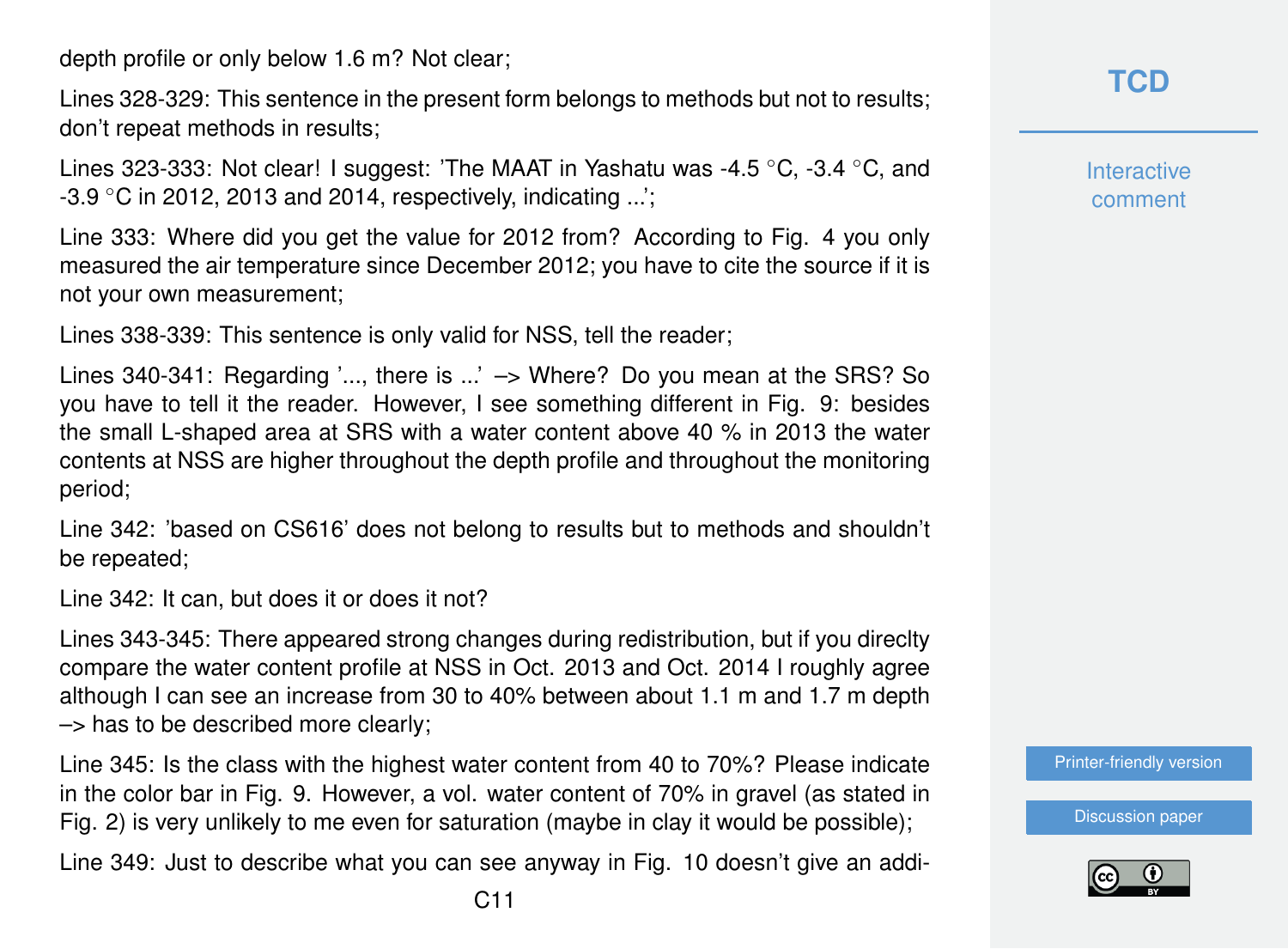depth profile or only below 1.6 m? Not clear;

Lines 328-329: This sentence in the present form belongs to methods but not to results; don't repeat methods in results;

Lines 323-333: Not clear! I suggest: 'The MAAT in Yashatu was -4.5 °C, -3.4 °C, and -3.9 °C in 2012, 2013 and 2014, respectively, indicating ...';

Line 333: Where did you get the value for 2012 from? According to Fig. 4 you only measured the air temperature since December 2012; you have to cite the source if it is not your own measurement;

Lines 338-339: This sentence is only valid for NSS, tell the reader;

Lines 340-341: Regarding '..., there is ...' –> Where? Do you mean at the SRS? So you have to tell it the reader. However, I see something different in Fig. 9: besides the small L-shaped area at SRS with a water content above 40 % in 2013 the water contents at NSS are higher throughout the depth profile and throughout the monitoring period;

Line 342: 'based on CS616' does not belong to results but to methods and shouldn't be repeated;

Line 342: It can, but does it or does it not?

Lines 343-345: There appeared strong changes during redistribution, but if you direclty compare the water content profile at NSS in Oct. 2013 and Oct. 2014 I roughly agree although I can see an increase from 30 to 40% between about 1.1 m and 1.7 m depth –> has to be described more clearly;

Line 345: Is the class with the highest water content from 40 to 70%? Please indicate in the color bar in Fig. 9. However, a vol. water content of 70% in gravel (as stated in Fig. 2) is very unlikely to me even for saturation (maybe in clay it would be possible);

Line 349: Just to describe what you can see anyway in Fig. 10 doesn't give an addi-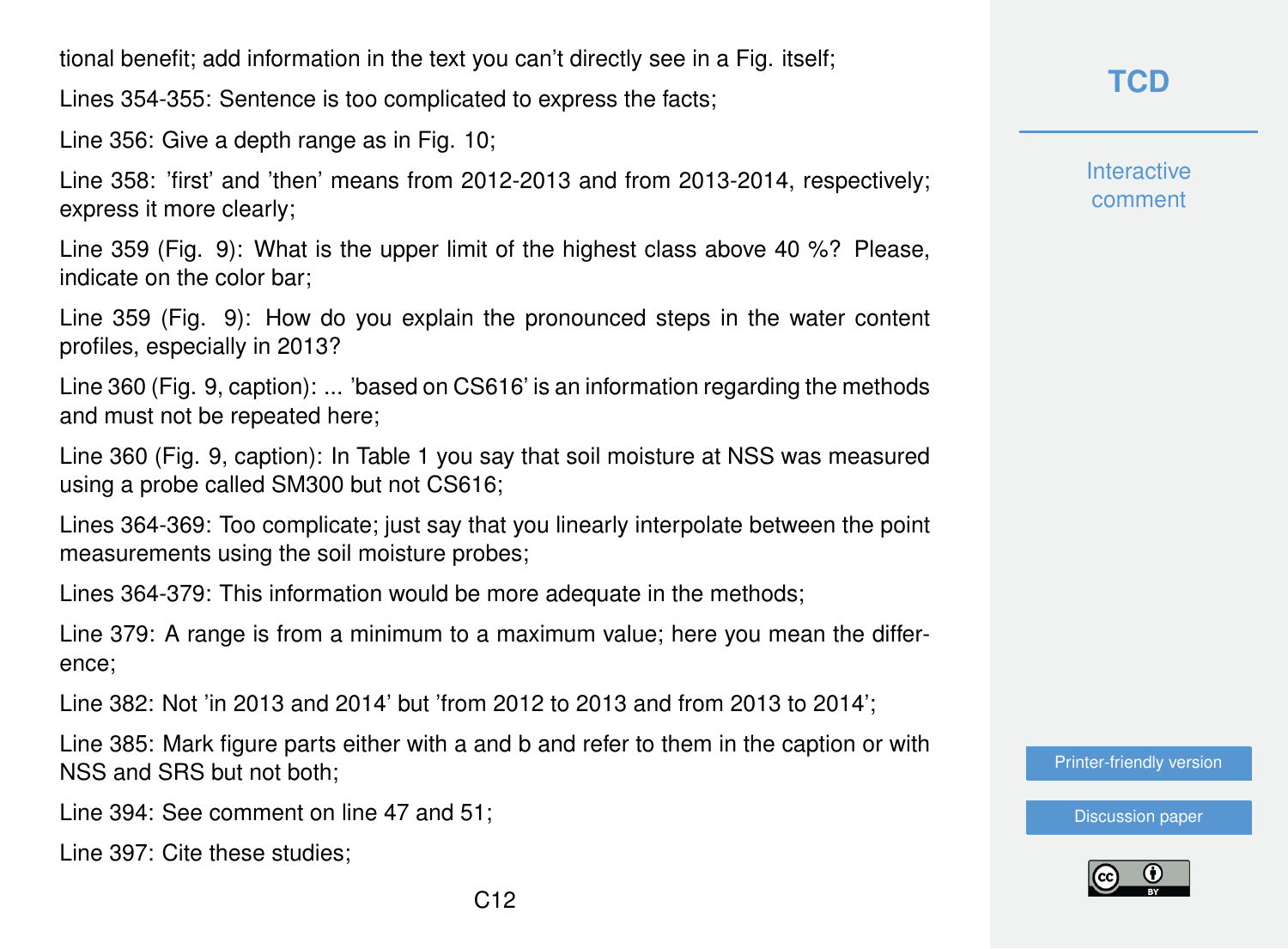tional benefit; add information in the text you can't directly see in a Fig. itself;

Lines 354-355: Sentence is too complicated to express the facts;

Line 356: Give a depth range as in Fig. 10;

Line 358: 'first' and 'then' means from 2012-2013 and from 2013-2014, respectively; express it more clearly;

Line 359 (Fig. 9): What is the upper limit of the highest class above 40 %? Please, indicate on the color bar;

Line 359 (Fig. 9): How do you explain the pronounced steps in the water content profiles, especially in 2013?

Line 360 (Fig. 9, caption): ... 'based on CS616' is an information regarding the methods and must not be repeated here;

Line 360 (Fig. 9, caption): In Table 1 you say that soil moisture at NSS was measured using a probe called SM300 but not CS616;

Lines 364-369: Too complicate; just say that you linearly interpolate between the point measurements using the soil moisture probes;

Lines 364-379: This information would be more adequate in the methods;

Line 379: A range is from a minimum to a maximum value; here you mean the difference;

Line 382: Not 'in 2013 and 2014' but 'from 2012 to 2013 and from 2013 to 2014';

Line 385: Mark figure parts either with a and b and refer to them in the caption or with NSS and SRS but not both;

Line 394: See comment on line 47 and 51;

Line 397: Cite these studies;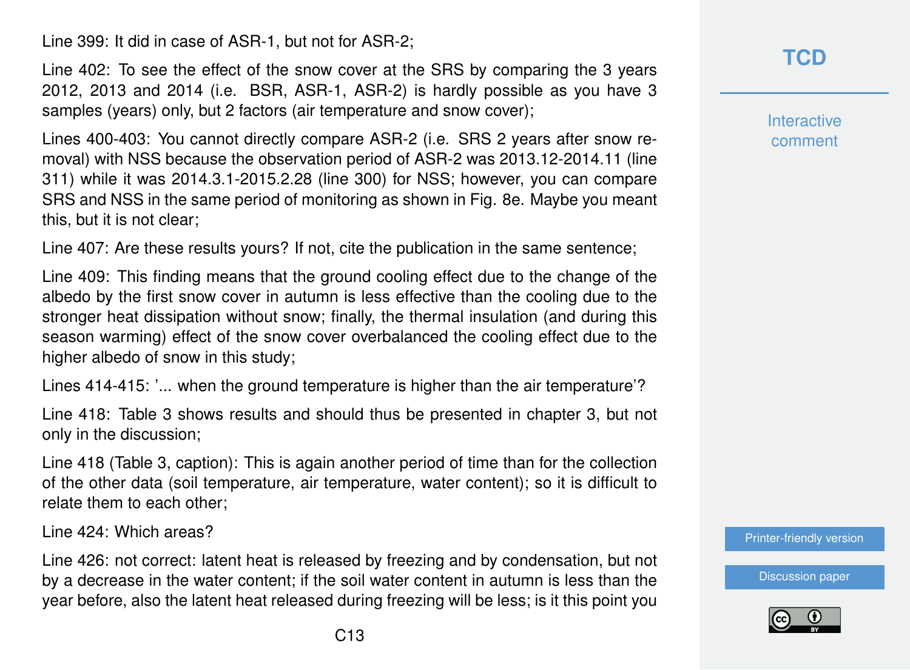Line 399: It did in case of ASR-1, but not for ASR-2;

Line 402: To see the effect of the snow cover at the SRS by comparing the 3 years 2012, 2013 and 2014 (i.e. BSR, ASR-1, ASR-2) is hardly possible as you have 3 samples (years) only, but 2 factors (air temperature and snow cover);

Lines 400-403: You cannot directly compare ASR-2 (i.e. SRS 2 years after snow removal) with NSS because the observation period of ASR-2 was 2013.12-2014.11 (line 311) while it was 2014.3.1-2015.2.28 (line 300) for NSS; however, you can compare SRS and NSS in the same period of monitoring as shown in Fig. 8e. Maybe you meant this, but it is not clear;

Line 407: Are these results yours? If not, cite the publication in the same sentence;

Line 409: This finding means that the ground cooling effect due to the change of the albedo by the first snow cover in autumn is less effective than the cooling due to the stronger heat dissipation without snow; finally, the thermal insulation (and during this season warming) effect of the snow cover overbalanced the cooling effect due to the higher albedo of snow in this study;

Lines 414-415: '... when the ground temperature is higher than the air temperature'?

Line 418: Table 3 shows results and should thus be presented in chapter 3, but not only in the discussion;

Line 418 (Table 3, caption): This is again another period of time than for the collection of the other data (soil temperature, air temperature, water content); so it is difficult to relate them to each other;

Line 424: Which areas?

Line 426: not correct: latent heat is released by freezing and by condensation, but not by a decrease in the water content; if the soil water content in autumn is less than the year before, also the latent heat released during freezing will be less; is it this point you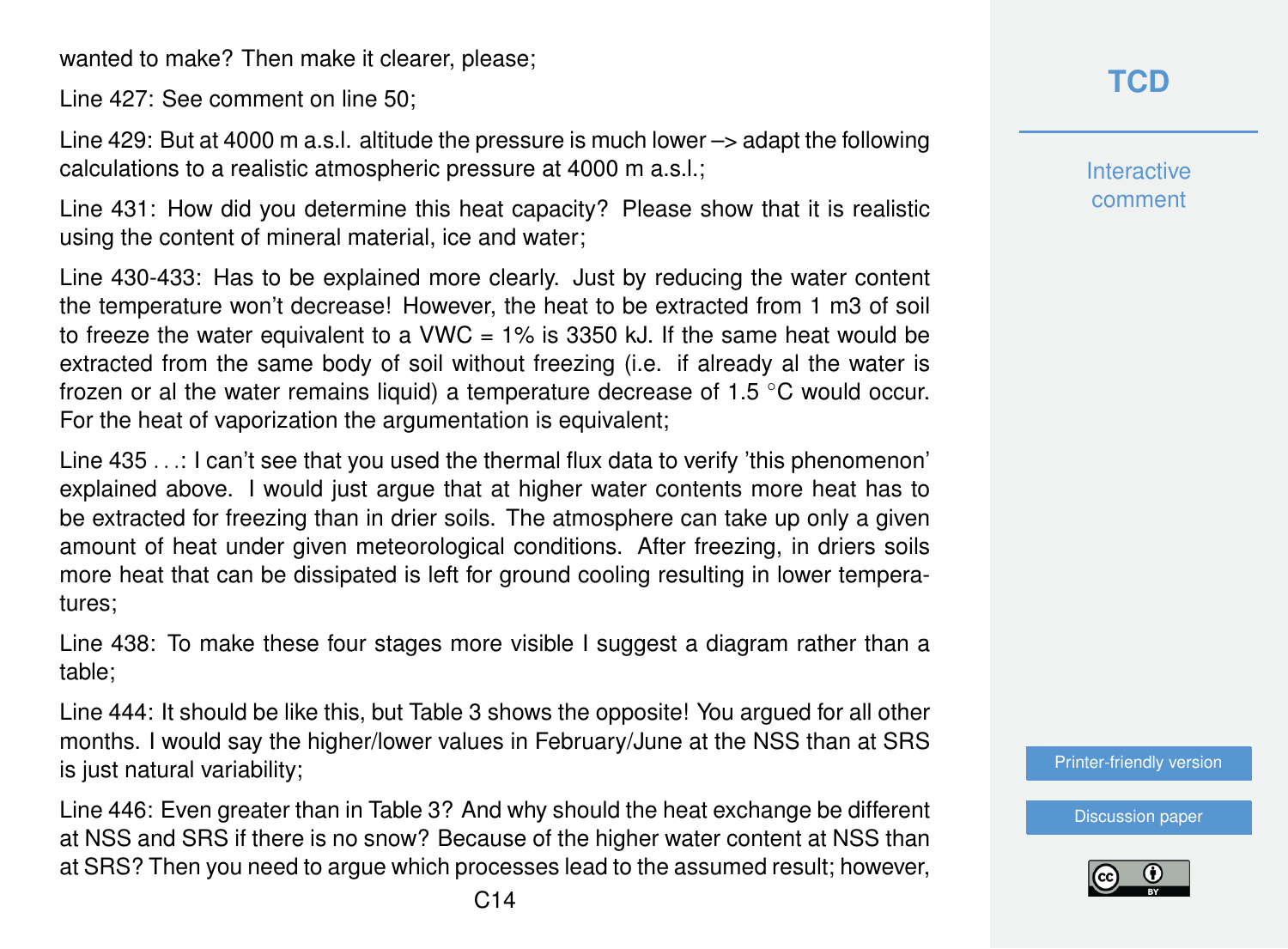wanted to make? Then make it clearer, please;

Line 427: See comment on line 50;

Line 429: But at 4000 m a.s.l. altitude the pressure is much lower –> adapt the following calculations to a realistic atmospheric pressure at 4000 m a.s.l.;

Line 431: How did you determine this heat capacity? Please show that it is realistic using the content of mineral material, ice and water;

Line 430-433: Has to be explained more clearly. Just by reducing the water content the temperature won't decrease! However, the heat to be extracted from 1 m3 of soil to freeze the water equivalent to a VWC = 1% is 3350 kJ. If the same heat would be extracted from the same body of soil without freezing (i.e. if already al the water is frozen or al the water remains liquid) a temperature decrease of 1.5 °C would occur. For the heat of vaporization the argumentation is equivalent;

Line 435 . . .: I can't see that you used the thermal flux data to verify 'this phenomenon' explained above. I would just argue that at higher water contents more heat has to be extracted for freezing than in drier soils. The atmosphere can take up only a given amount of heat under given meteorological conditions. After freezing, in driers soils more heat that can be dissipated is left for ground cooling resulting in lower temperatures;

Line 438: To make these four stages more visible I suggest a diagram rather than a table;

Line 444: It should be like this, but Table 3 shows the opposite! You argued for all other months. I would say the higher/lower values in February/June at the NSS than at SRS is just natural variability;

Line 446: Even greater than in Table 3? And why should the heat exchange be different at NSS and SRS if there is no snow? Because of the higher water content at NSS than at SRS? Then you need to argue which processes lead to the assumed result; however,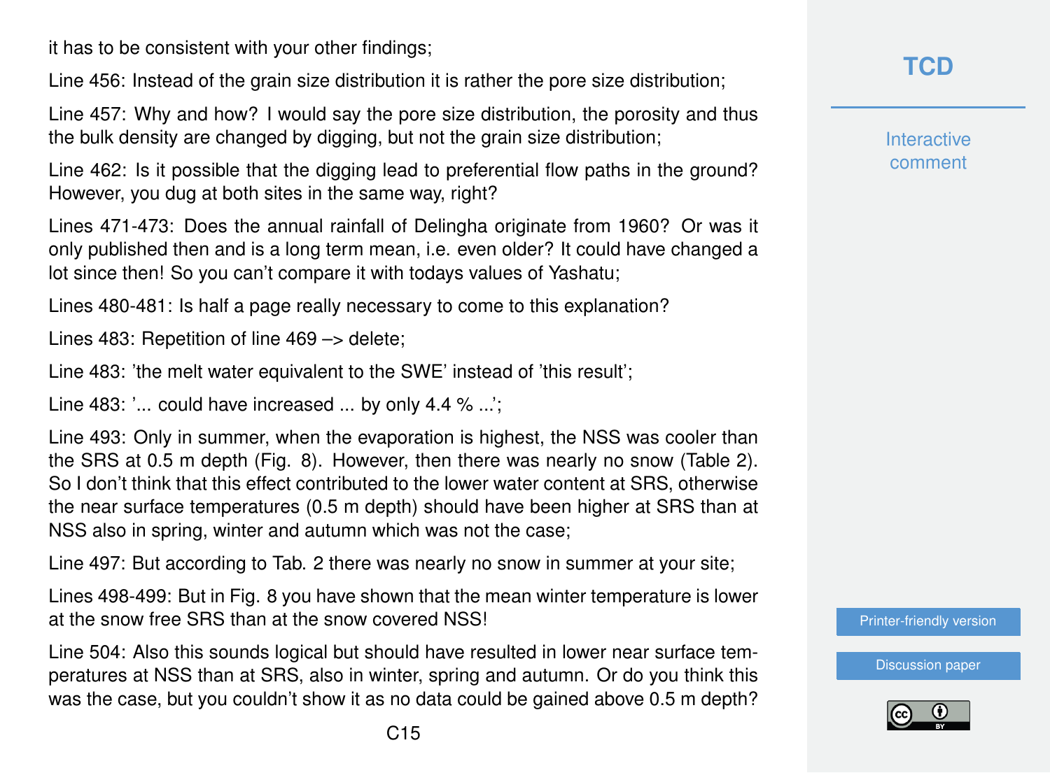it has to be consistent with your other findings;

Line 456: Instead of the grain size distribution it is rather the pore size distribution;

Line 457: Why and how? I would say the pore size distribution, the porosity and thus the bulk density are changed by digging, but not the grain size distribution;

Line 462: Is it possible that the digging lead to preferential flow paths in the ground? However, you dug at both sites in the same way, right?

Lines 471-473: Does the annual rainfall of Delingha originate from 1960? Or was it only published then and is a long term mean, i.e. even older? It could have changed a lot since then! So you can't compare it with todays values of Yashatu;

Lines 480-481: Is half a page really necessary to come to this explanation?

Lines 483: Repetition of line 469 –> delete;

Line 483: 'the melt water equivalent to the SWE' instead of 'this result';

Line 483: '... could have increased ... by only 4.4 % ...';

Line 493: Only in summer, when the evaporation is highest, the NSS was cooler than the SRS at 0.5 m depth (Fig. 8). However, then there was nearly no snow (Table 2). So I don't think that this effect contributed to the lower water content at SRS, otherwise the near surface temperatures (0.5 m depth) should have been higher at SRS than at NSS also in spring, winter and autumn which was not the case;

Line 497: But according to Tab. 2 there was nearly no snow in summer at your site;

Lines 498-499: But in Fig. 8 you have shown that the mean winter temperature is lower at the snow free SRS than at the snow covered NSS!

Line 504: Also this sounds logical but should have resulted in lower near surface temperatures at NSS than at SRS, also in winter, spring and autumn. Or do you think this was the case, but you couldn't show it as no data could be gained above 0.5 m depth?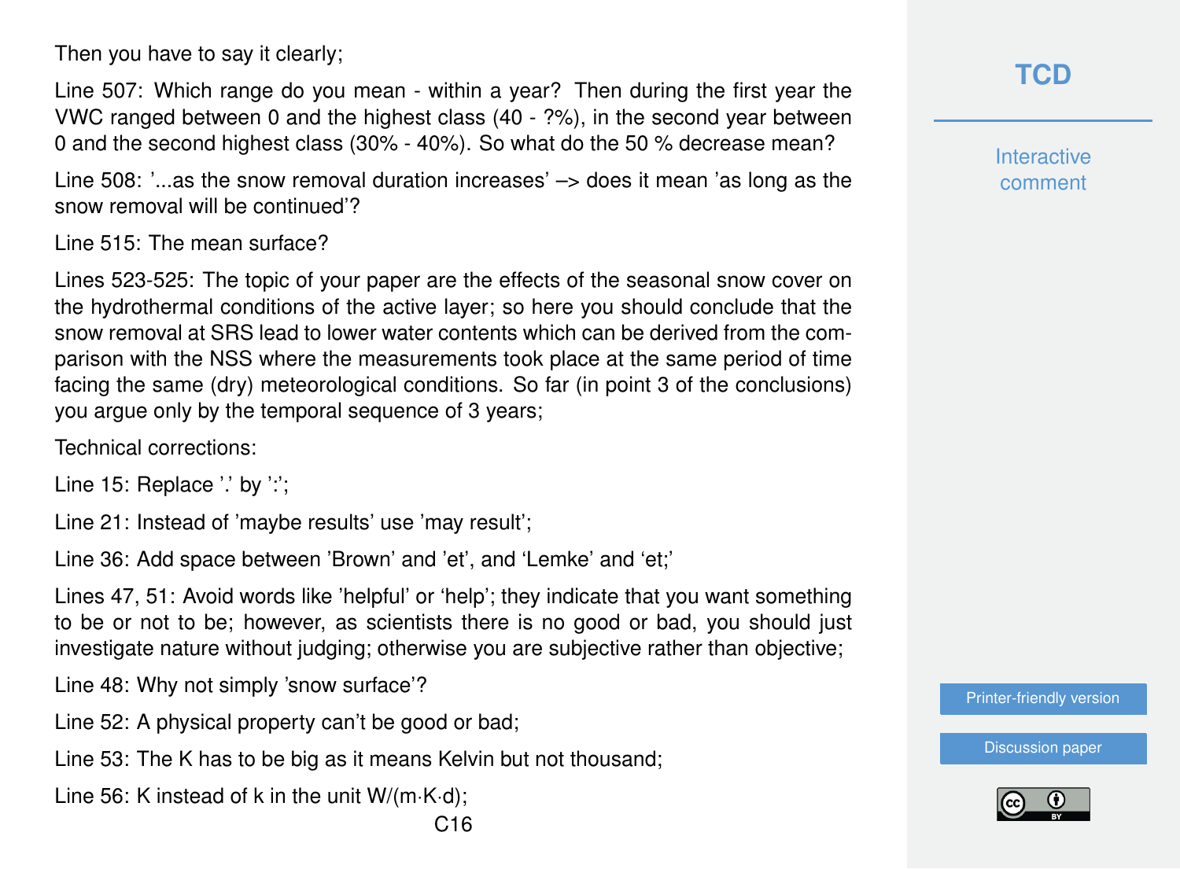Then you have to say it clearly;

Line 507: Which range do you mean - within a year? Then during the first year the VWC ranged between 0 and the highest class (40 - ?%), in the second year between 0 and the second highest class (30% - 40%). So what do the 50 % decrease mean?

Line 508: '...as the snow removal duration increases' –> does it mean 'as long as the snow removal will be continued'?

Line 515: The mean surface?

Lines 523-525: The topic of your paper are the effects of the seasonal snow cover on the hydrothermal conditions of the active layer; so here you should conclude that the snow removal at SRS lead to lower water contents which can be derived from the comparison with the NSS where the measurements took place at the same period of time facing the same (dry) meteorological conditions. So far (in point 3 of the conclusions) you argue only by the temporal sequence of 3 years;

Technical corrections:

Line 15: Replace '.' by ':';

Line 21: Instead of 'maybe results' use 'may result';

Line 36: Add space between 'Brown' and 'et', and 'Lemke' and 'et;'

Lines 47, 51: Avoid words like 'helpful' or 'help'; they indicate that you want something to be or not to be; however, as scientists there is no good or bad, you should just investigate nature without judging; otherwise you are subjective rather than objective;

Line 48: Why not simply 'snow surface'?

Line 52: A physical property can't be good or bad;

Line 53: The K has to be big as it means Kelvin but not thousand;

Line 56: K instead of k in the unit W/(m·K·d);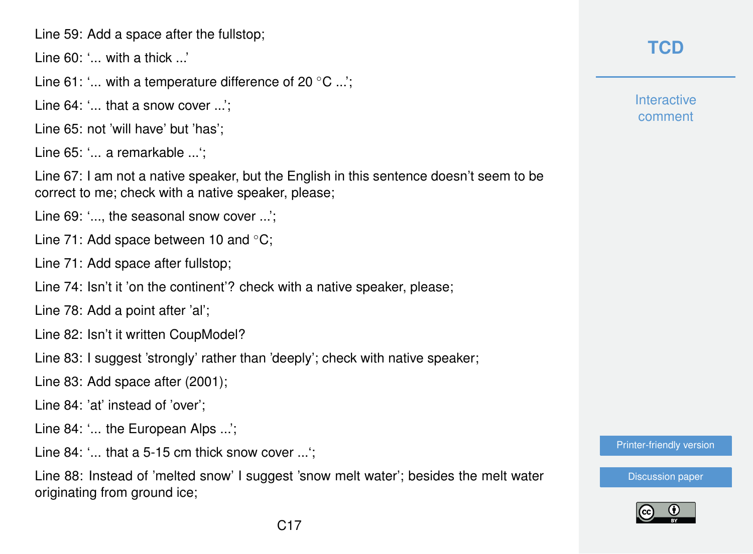Line 59: Add a space after the fullstop;

Line 60: '... with a thick ...'

Line 61: '... with a temperature difference of 20 °C ...';

Line 64: '... that a snow cover ...';

Line 65: not 'will have' but 'has';

Line 65: '... a remarkable ...';

Line 67: I am not a native speaker, but the English in this sentence doesn't seem to be correct to me; check with a native speaker, please;

Line 69: '..., the seasonal snow cover ...';

Line 71: Add space between 10 and °C;

Line 71: Add space after fullstop;

Line 74: Isn't it 'on the continent'? check with a native speaker, please;

Line 78: Add a point after 'al';

Line 82: Isn't it written CoupModel?

Line 83: I suggest 'strongly' rather than 'deeply'; check with native speaker;

Line 83: Add space after (2001);

Line 84: 'at' instead of 'over';

Line 84: '... the European Alps ...';

Line 84: '... that a 5-15 cm thick snow cover ...';

Line 88: Instead of 'melted snow' I suggest 'snow melt water'; besides the melt water originating from ground ice;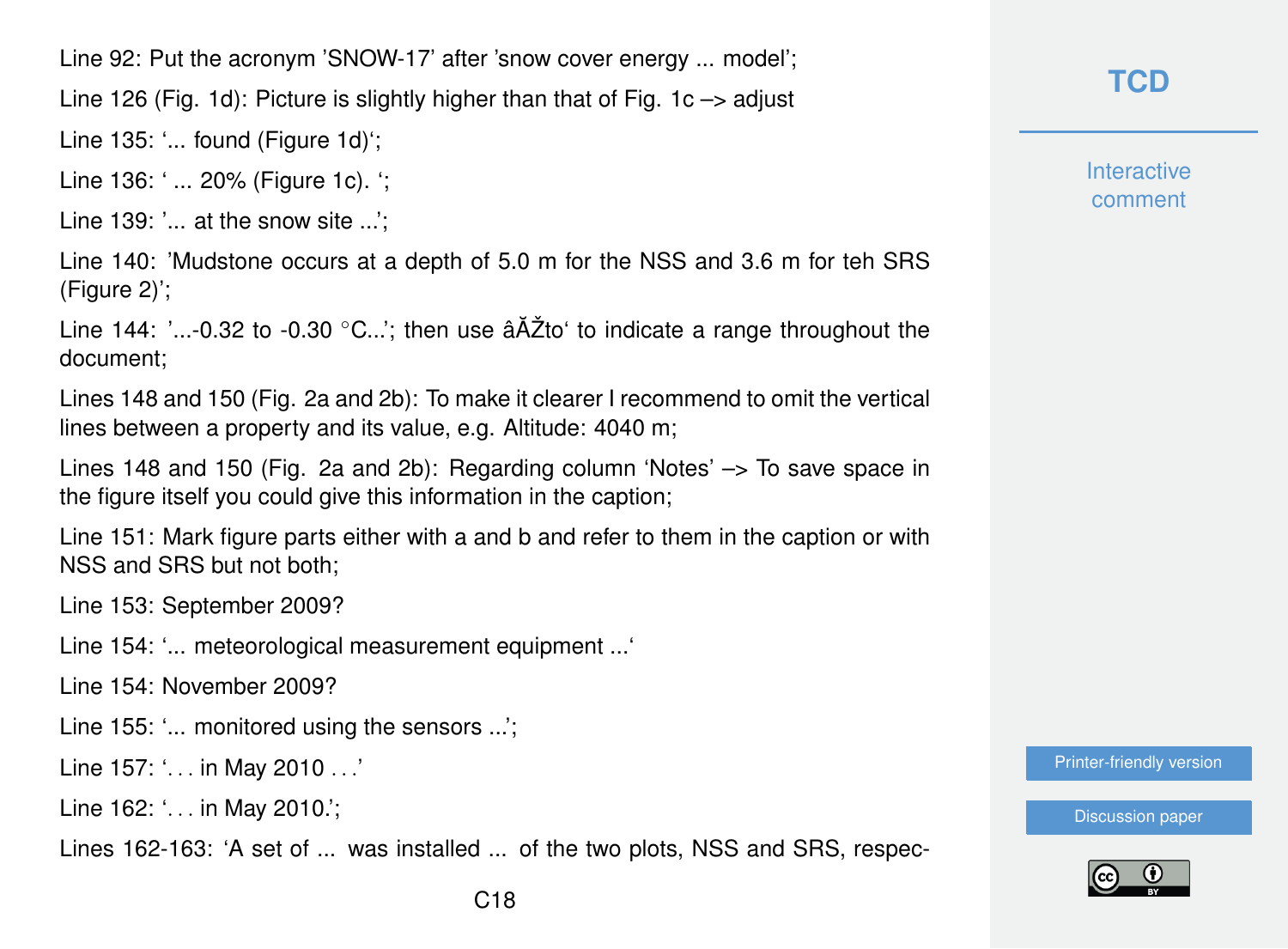Line 92: Put the acronym 'SNOW-17' after 'snow cover energy ... model';

Line 126 (Fig. 1d): Picture is slightly higher than that of Fig. 1c –> adjust

Line 135: '... found (Figure 1d)';

Line 136: ' ... 20% (Figure 1c). ';

Line 139: '... at the snow site ...';

Line 140: 'Mudstone occurs at a depth of 5.0 m for the NSS and 3.6 m for teh SRS (Figure 2)';

Line 144: '...-0.32 to -0.30 °C...'; then use âĂŽto' to indicate a range throughout the document;

Lines 148 and 150 (Fig. 2a and 2b): To make it clearer I recommend to omit the vertical lines between a property and its value, e.g. Altitude: 4040 m;

Lines 148 and 150 (Fig. 2a and 2b): Regarding column 'Notes' –> To save space in the figure itself you could give this information in the caption;

Line 151: Mark figure parts either with a and b and refer to them in the caption or with NSS and SRS but not both;

Line 153: September 2009?

Line 154: '... meteorological measurement equipment ...'

Line 154: November 2009?

Line 155: '... monitored using the sensors ...';

Line 157: '. . . in May 2010 . . .'

Line 162: '. . . in May 2010.';

Lines 162-163: 'A set of ... was installed ... of the two plots, NSS and SRS, respec-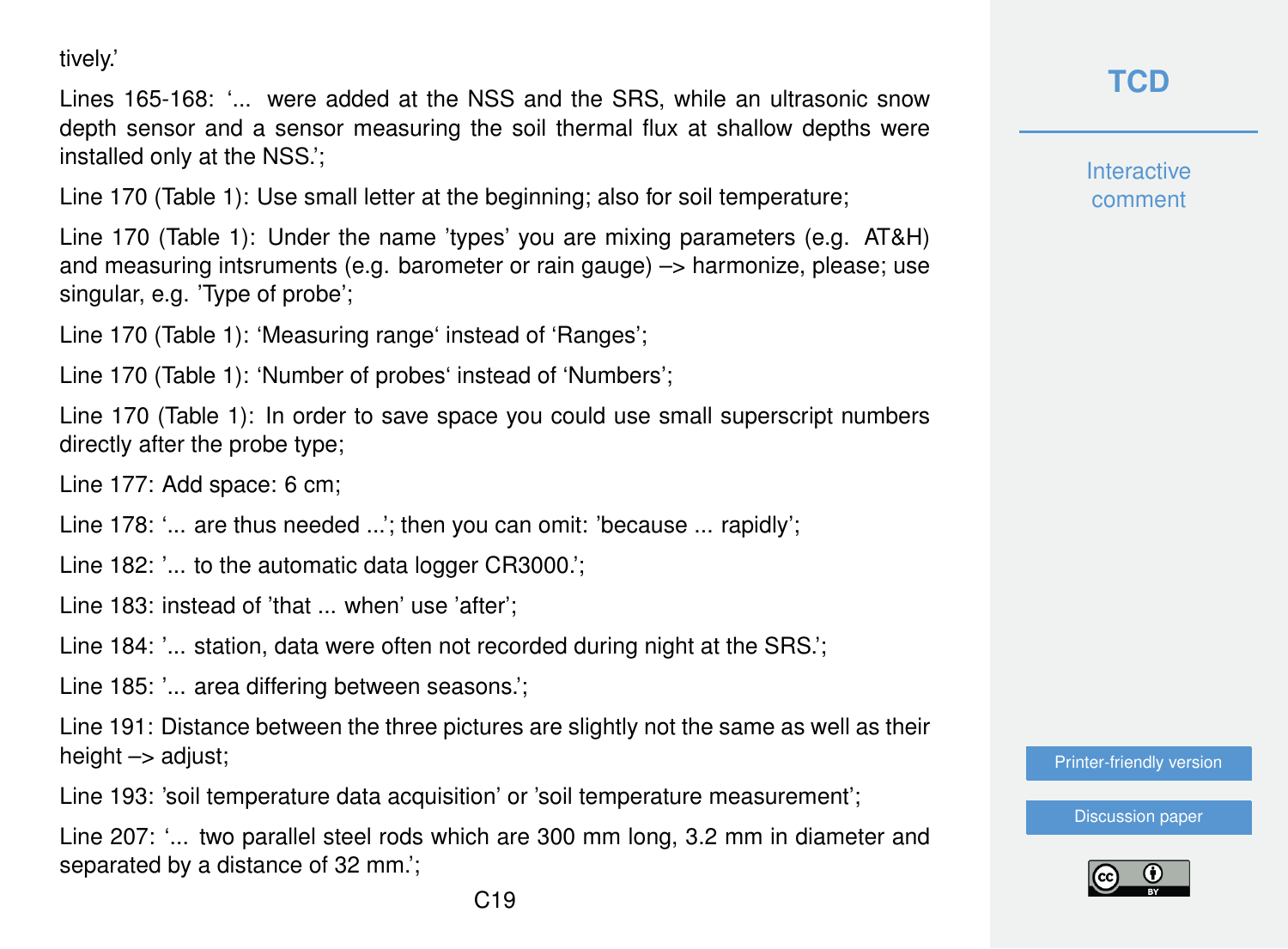tively.'

Lines 165-168: '... were added at the NSS and the SRS, while an ultrasonic snow depth sensor and a sensor measuring the soil thermal flux at shallow depths were installed only at the NSS.';

Line 170 (Table 1): Use small letter at the beginning; also for soil temperature;

Line 170 (Table 1): Under the name 'types' you are mixing parameters (e.g. AT&H) and measuring intsruments (e.g. barometer or rain gauge) –> harmonize, please; use singular, e.g. 'Type of probe';

Line 170 (Table 1): 'Measuring range' instead of 'Ranges';

Line 170 (Table 1): 'Number of probes' instead of 'Numbers';

Line 170 (Table 1): In order to save space you could use small superscript numbers directly after the probe type;

Line 177: Add space: 6 cm;

Line 178: '... are thus needed ...'; then you can omit: 'because ... rapidly';

Line 182: '... to the automatic data logger CR3000.';

Line 183: instead of 'that ... when' use 'after';

Line 184: '... station, data were often not recorded during night at the SRS.';

Line 185: '... area differing between seasons.';

Line 191: Distance between the three pictures are slightly not the same as well as their height –> adjust;

Line 193: 'soil temperature data acquisition' or 'soil temperature measurement';

Line 207: '... two parallel steel rods which are 300 mm long, 3.2 mm in diameter and separated by a distance of 32 mm.';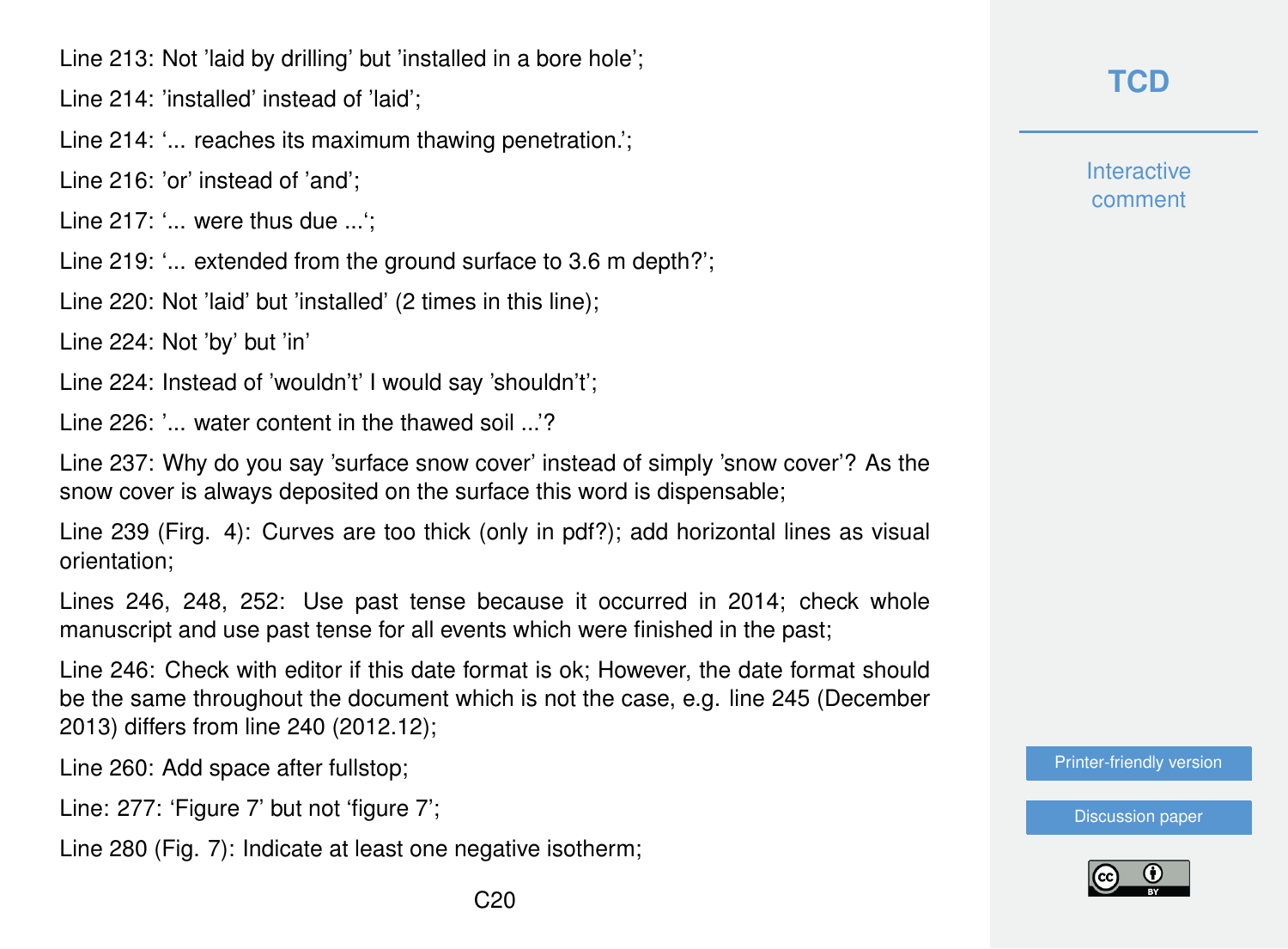Line 213: Not 'laid by drilling' but 'installed in a bore hole';

Line 214: 'installed' instead of 'laid';

Line 214: '... reaches its maximum thawing penetration.';

Line 216: 'or' instead of 'and';

Line 217: '... were thus due ...';

Line 219: '... extended from the ground surface to 3.6 m depth?';

Line 220: Not 'laid' but 'installed' (2 times in this line);

Line 224: Not 'by' but 'in'

Line 224: Instead of 'wouldn't' I would say 'shouldn't';

Line 226: '... water content in the thawed soil ...'?

Line 237: Why do you say 'surface snow cover' instead of simply 'snow cover'? As the snow cover is always deposited on the surface this word is dispensable;

Line 239 (Firg. 4): Curves are too thick (only in pdf?); add horizontal lines as visual orientation;

Lines 246, 248, 252: Use past tense because it occurred in 2014; check whole manuscript and use past tense for all events which were finished in the past;

Line 246: Check with editor if this date format is ok; However, the date format should be the same throughout the document which is not the case, e.g. line 245 (December 2013) differs from line 240 (2012.12);

Line 260: Add space after fullstop;

Line: 277: 'Figure 7' but not 'figure 7';

Line 280 (Fig. 7): Indicate at least one negative isotherm;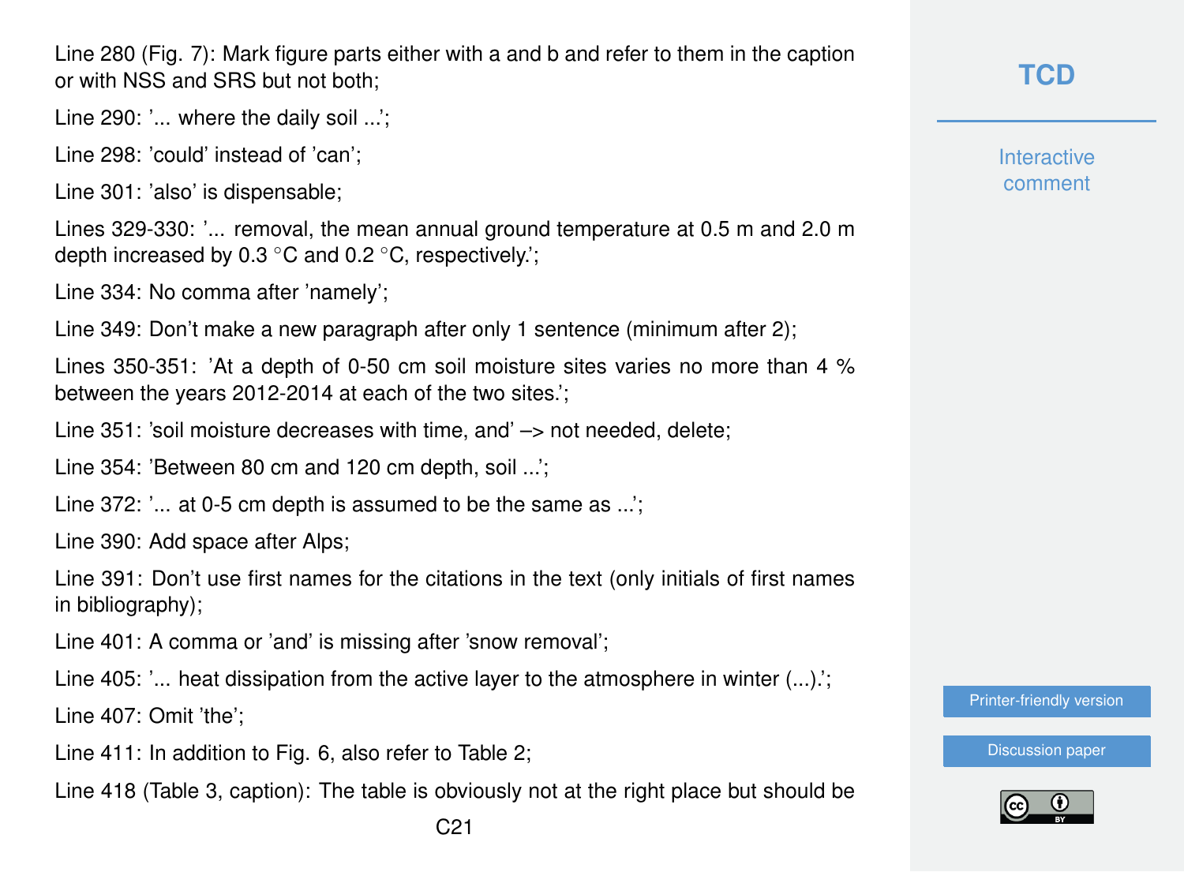Line 280 (Fig. 7): Mark figure parts either with a and b and refer to them in the caption or with NSS and SRS but not both;

Line 290: '... where the daily soil ...';

Line 298: 'could' instead of 'can';

Line 301: 'also' is dispensable;

Lines 329-330: '... removal, the mean annual ground temperature at 0.5 m and 2.0 m depth increased by 0.3 °C and 0.2 °C, respectively.';

Line 334: No comma after 'namely';

Line 349: Don't make a new paragraph after only 1 sentence (minimum after 2);

Lines 350-351: 'At a depth of 0-50 cm soil moisture sites varies no more than 4 % between the years 2012-2014 at each of the two sites.';

Line 351: 'soil moisture decreases with time, and' –> not needed, delete;

Line 354: 'Between 80 cm and 120 cm depth, soil ...';

Line 372: '... at 0-5 cm depth is assumed to be the same as ...';

Line 390: Add space after Alps;

Line 391: Don't use first names for the citations in the text (only initials of first names in bibliography);

Line 401: A comma or 'and' is missing after 'snow removal';

Line 405: '... heat dissipation from the active layer to the atmosphere in winter (...).';

Line 407: Omit 'the';

Line 411: In addition to Fig. 6, also refer to Table 2;

Line 418 (Table 3, caption): The table is obviously not at the right place but should be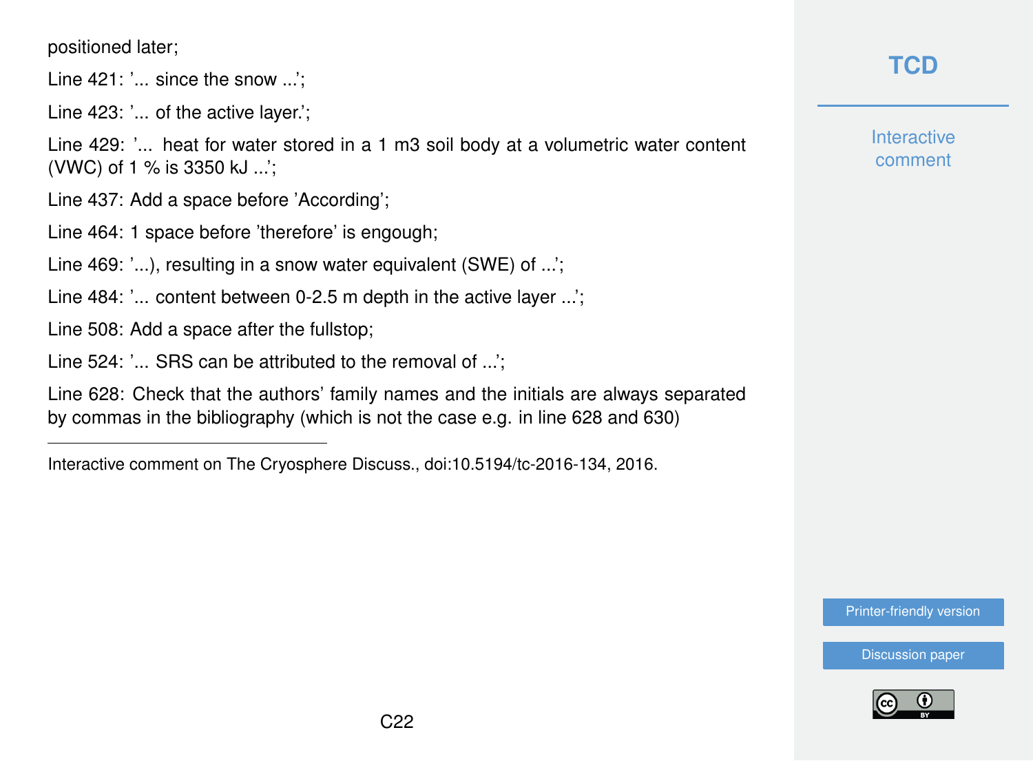positioned later;

Line 421: '... since the snow ...';

Line 423: '... of the active layer.';

Line 429: '... heat for water stored in a 1 m3 soil body at a volumetric water content (VWC) of 1 % is 3350 kJ ...';

Line 437: Add a space before 'According';

Line 464: 1 space before 'therefore' is engough;

Line 469: '...), resulting in a snow water equivalent (SWE) of ...';

Line 484: '... content between 0-2.5 m depth in the active layer ...';

Line 508: Add a space after the fullstop;

Line 524: '... SRS can be attributed to the removal of ...';

Line 628: Check that the authors' family names and the initials are always separated by commas in the bibliography (which is not the case e.g. in line 628 and 630)

---

Interactive comment on The Cryosphere Discuss., doi:10.5194/tc-2016-134, 2016.